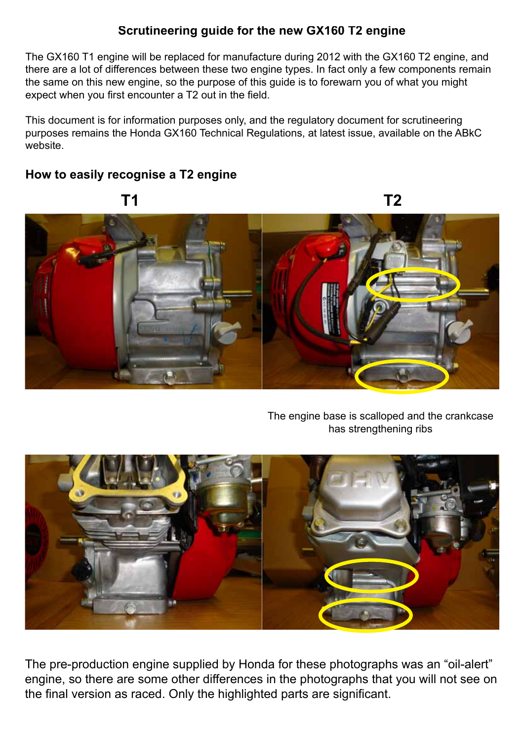## Scrutineering guide for the new GX160 T2 engine

The GX160 T1 engine will be replaced for manufacture during 2012 with the GX160 T2 engine, and there are a lot of differences between these two engine types. In fact only a few components remain the same on this new engine, so the purpose of this guide is to forewarn you of what you might expect when you first encounter a T2 out in the field.

This document is for information purposes only, and the regulatory document for scrutineering purposes remains the Honda GX160 Technical Regulations, at latest issue, available on the ABkC website.

### How to easily recognise a T2 engine

**T1** **T2**

The engine base is scalloped and the crankcase has strengthening ribs

The pre-production engine supplied by Honda for these photographs was an "oil-alert" engine, so there are some other differences in the photographs that you will not see on the final version as raced. Only the highlighted parts are significant.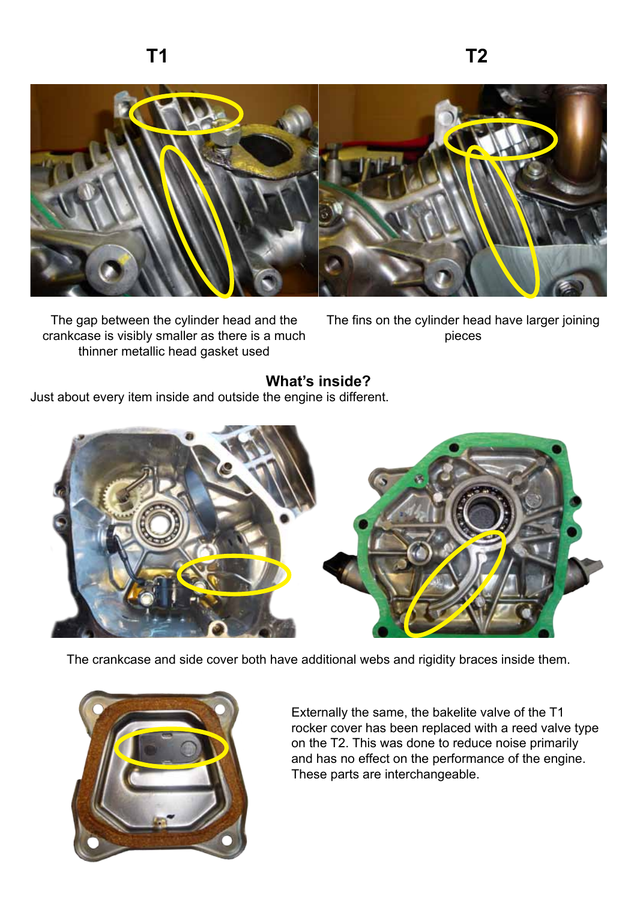| T1 | T2 |
| --- | --- |
| The gap between the cylinder head and the crankcase is visibly smaller as there is a much thinner metallic head gasket used | The fins on the cylinder head have larger joining pieces |

## What's inside?

Just about every item inside and outside the engine is different.

The crankcase and side cover both have additional webs and rigidity braces inside them.

Externally the same, the bakelite valve of the T1 rocker cover has been replaced with a reed valve type on the T2. This was done to reduce noise primarily and has no effect on the performance of the engine. These parts are interchangeable.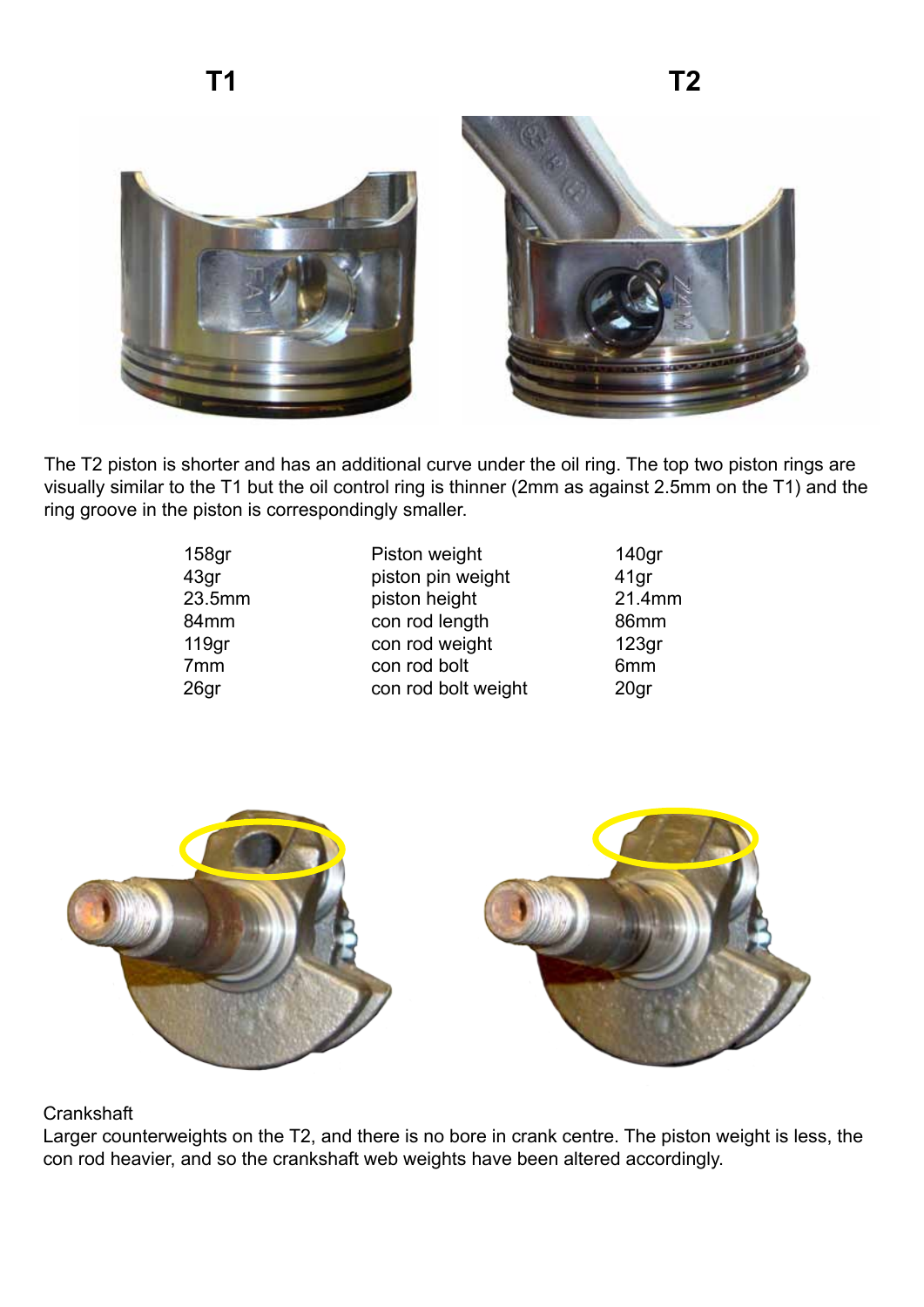**T1** **T2**

The T2 piston is shorter and has an additional curve under the oil ring. The top two piston rings are visually similar to the T1 but the oil control ring is thinner (2mm as against 2.5mm on the T1) and the ring groove in the piston is correspondingly smaller.

| T1 | | T2 |
|---|---|---|
| 158gr | Piston weight | 140gr |
| 43gr | piston pin weight | 41gr |
| 23.5mm | piston height | 21.4mm |
| 84mm | con rod length | 86mm |
| 119gr | con rod weight | 123gr |
| 7mm | con rod bolt | 6mm |
| 26gr | con rod bolt weight | 20gr |

Crankshaft
Larger counterweights on the T2, and there is no bore in crank centre. The piston weight is less, the con rod heavier, and so the crankshaft web weights have been altered accordingly.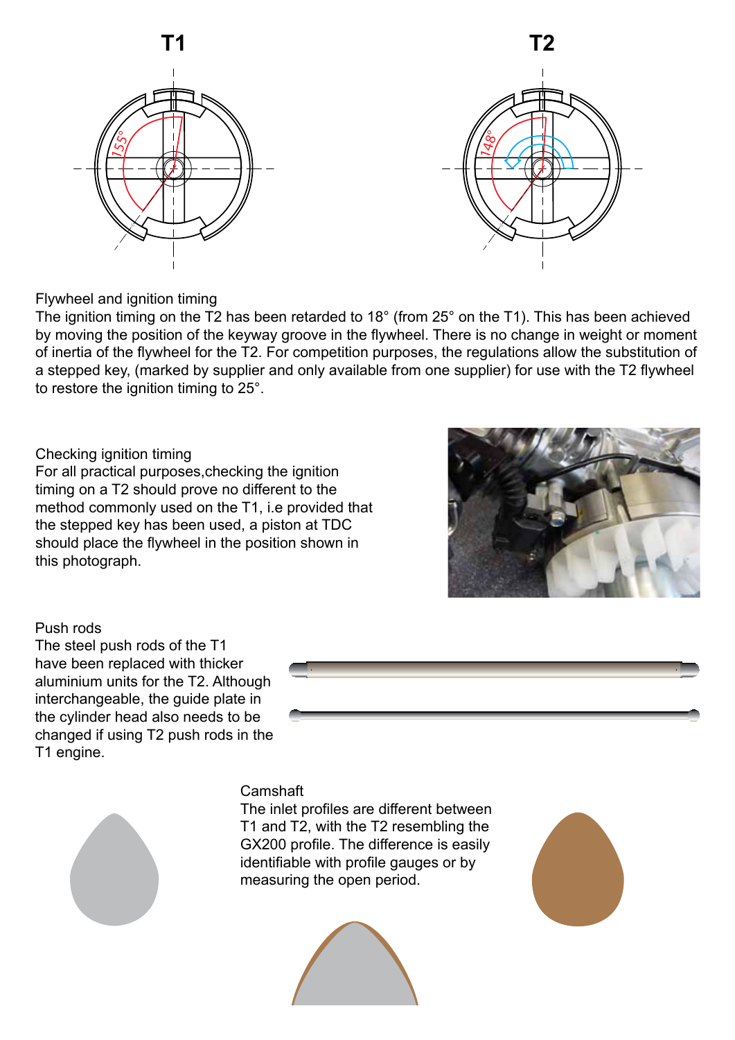T1

155°

T2

148°

Flywheel and ignition timing

The ignition timing on the T2 has been retarded to 18° (from 25° on the T1). This has been achieved by moving the position of the keyway groove in the flywheel. There is no change in weight or moment of inertia of the flywheel for the T2. For competition purposes, the regulations allow the substitution of a stepped key, (marked by supplier and only available from one supplier) for use with the T2 flywheel to restore the ignition timing to 25°.

Checking ignition timing

For all practical purposes,checking the ignition timing on a T2 should prove no different to the method commonly used on the T1, i.e provided that the stepped key has been used, a piston at TDC should place the flywheel in the position shown in this photograph.

Push rods

The steel push rods of the T1 have been replaced with thicker aluminium units for the T2. Although interchangeable, the guide plate in the cylinder head also needs to be changed if using T2 push rods in the T1 engine.

Camshaft

The inlet profiles are different between T1 and T2, with the T2 resembling the GX200 profile. The difference is easily identifiable with profile gauges or by measuring the open period.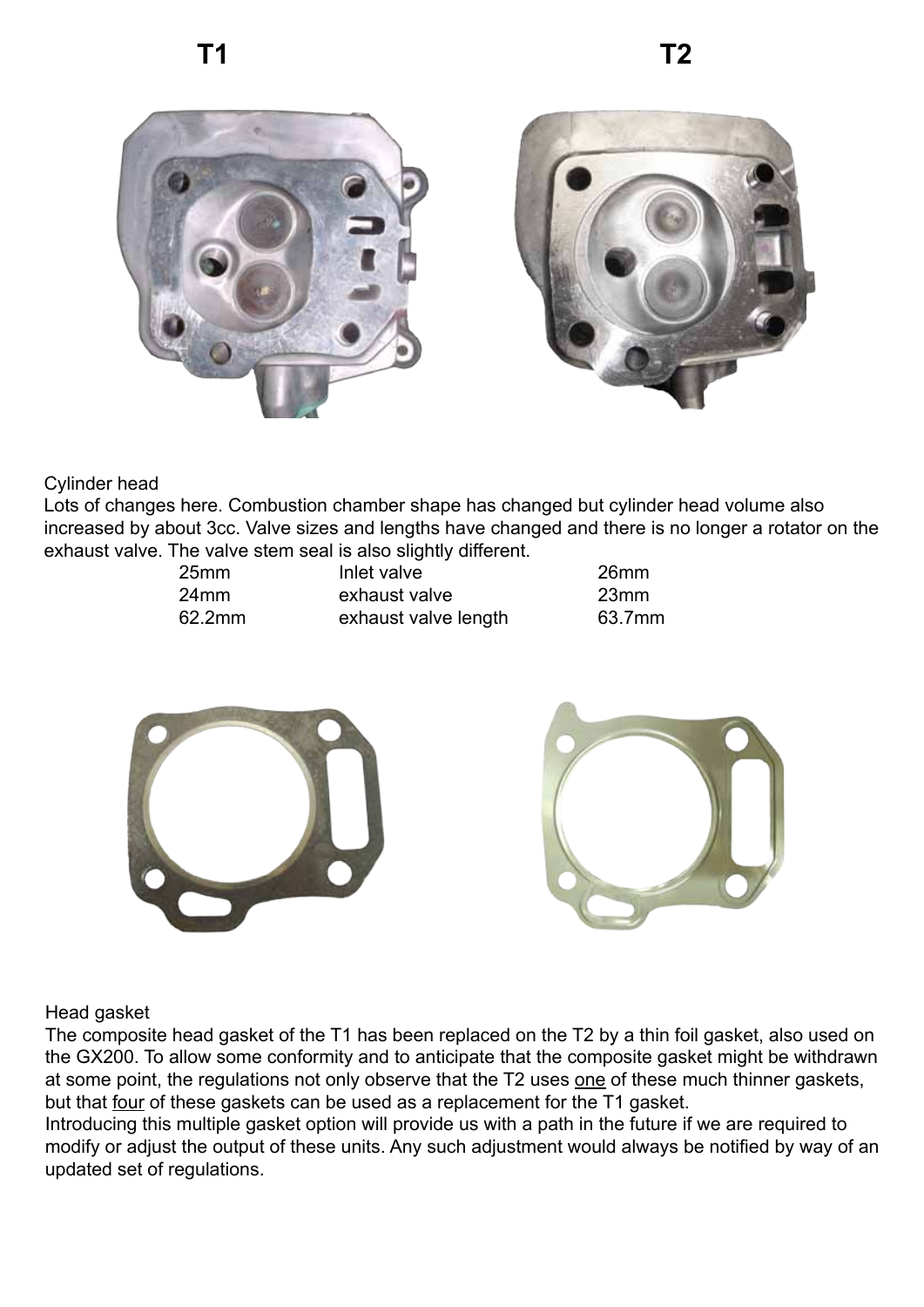| **T1** | | **T2** |
|---|---|---|

Cylinder head

Lots of changes here. Combustion chamber shape has changed but cylinder head volume also increased by about 3cc. Valve sizes and lengths have changed and there is no longer a rotator on the exhaust valve. The valve stem seal is also slightly different.

| T1 | | T2 |
|---|---|---|
| 25mm | Inlet valve | 26mm |
| 24mm | exhaust valve | 23mm |
| 62.2mm | exhaust valve length | 63.7mm |

Head gasket

The composite head gasket of the T1 has been replaced on the T2 by a thin foil gasket, also used on the GX200. To allow some conformity and to anticipate that the composite gasket might be withdrawn at some point, the regulations not only observe that the T2 uses <u>one</u> of these much thinner gaskets, but that <u>four</u> of these gaskets can be used as a replacement for the T1 gasket.

Introducing this multiple gasket option will provide us with a path in the future if we are required to modify or adjust the output of these units. Any such adjustment would always be notified by way of an updated set of regulations.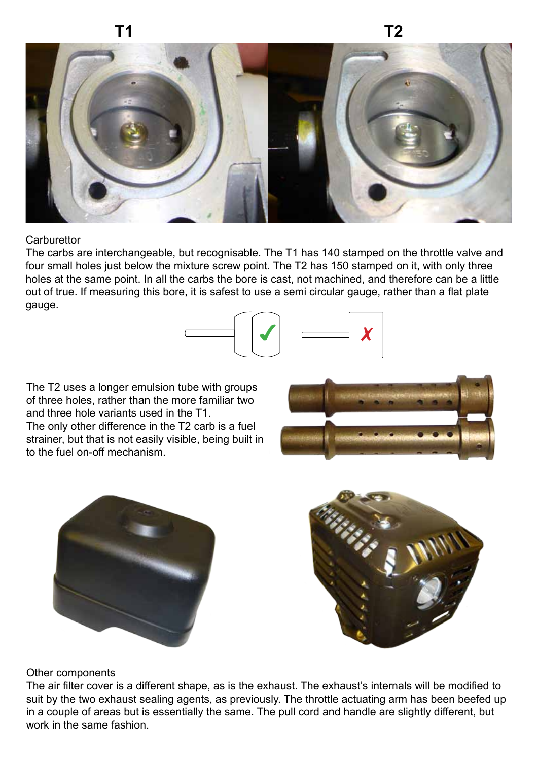T1 T2

Carburettor

The carbs are interchangeable, but recognisable. The T1 has 140 stamped on the throttle valve and four small holes just below the mixture screw point. The T2 has 150 stamped on it, with only three holes at the same point. In all the carbs the bore is cast, not machined, and therefore can be a little out of true. If measuring this bore, it is safest to use a semi circular gauge, rather than a flat plate gauge.

The T2 uses a longer emulsion tube with groups of three holes, rather than the more familiar two and three hole variants used in the T1.

The only other difference in the T2 carb is a fuel strainer, but that is not easily visible, being built in to the fuel on-off mechanism.

Other components

The air filter cover is a different shape, as is the exhaust. The exhaust's internals will be modified to suit by the two exhaust sealing agents, as previously. The throttle actuating arm has been beefed up in a couple of areas but is essentially the same. The pull cord and handle are slightly different, but work in the same fashion.